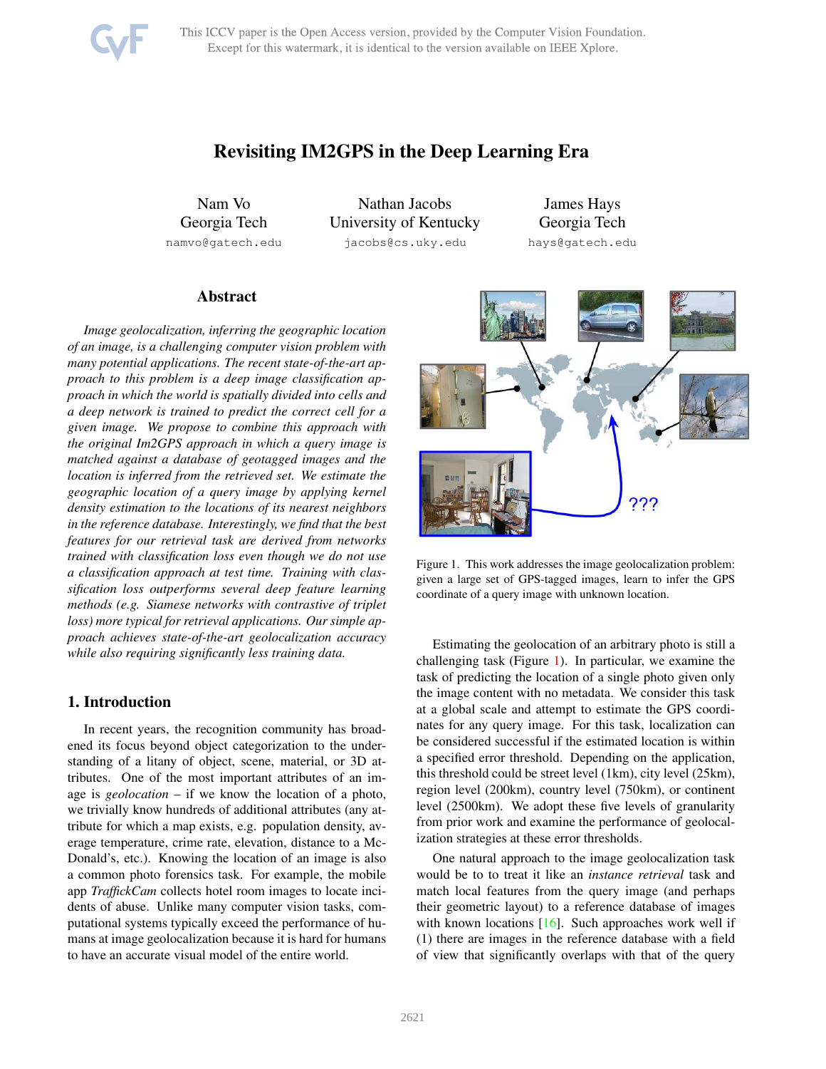# Revisiting IM2GPS in the Deep Learning Era

Nam Vo
Georgia Tech
namvo@gatech.edu

Nathan Jacobs
University of Kentucky
jacobs@cs.uky.edu

James Hays
Georgia Tech
hays@gatech.edu

## Abstract

*Image geolocalization, inferring the geographic location of an image, is a challenging computer vision problem with many potential applications. The recent state-of-the-art approach to this problem is a deep image classification approach in which the world is spatially divided into cells and a deep network is trained to predict the correct cell for a given image. We propose to combine this approach with the original Im2GPS approach in which a query image is matched against a database of geotagged images and the location is inferred from the retrieved set. We estimate the geographic location of a query image by applying kernel density estimation to the locations of its nearest neighbors in the reference database. Interestingly, we find that the best features for our retrieval task are derived from networks trained with classification loss even though we do not use a classification approach at test time. Training with classification loss outperforms several deep feature learning methods (e.g. Siamese networks with contrastive of triplet loss) more typical for retrieval applications. Our simple approach achieves state-of-the-art geolocalization accuracy while also requiring significantly less training data.*

## 1. Introduction

In recent years, the recognition community has broadened its focus beyond object categorization to the understanding of a litany of object, scene, material, or 3D attributes. One of the most important attributes of an image is *geolocation* – if we know the location of a photo, we trivially know hundreds of additional attributes (any attribute for which a map exists, e.g. population density, average temperature, crime rate, elevation, distance to a McDonald's, etc.). Knowing the location of an image is also a common photo forensics task. For example, the mobile app *TraffickCam* collects hotel room images to locate incidents of abuse. Unlike many computer vision tasks, computational systems typically exceed the performance of humans at image geolocalization because it is hard for humans to have an accurate visual model of the entire world.

???

Figure 1. This work addresses the image geolocalization problem: given a large set of GPS-tagged images, learn to infer the GPS coordinate of a query image with unknown location.

Estimating the geolocation of an arbitrary photo is still a challenging task (Figure 1). In particular, we examine the task of predicting the location of a single photo given only the image content with no metadata. We consider this task at a global scale and attempt to estimate the GPS coordinates for any query image. For this task, localization can be considered successful if the estimated location is within a specified error threshold. Depending on the application, this threshold could be street level (1km), city level (25km), region level (200km), country level (750km), or continent level (2500km). We adopt these five levels of granularity from prior work and examine the performance of geolocalization strategies at these error thresholds.

One natural approach to the image geolocalization task would be to to treat it like an *instance retrieval* task and match local features from the query image (and perhaps their geometric layout) to a reference database of images with known locations [16]. Such approaches work well if (1) there are images in the reference database with a field of view that significantly overlaps with that of the query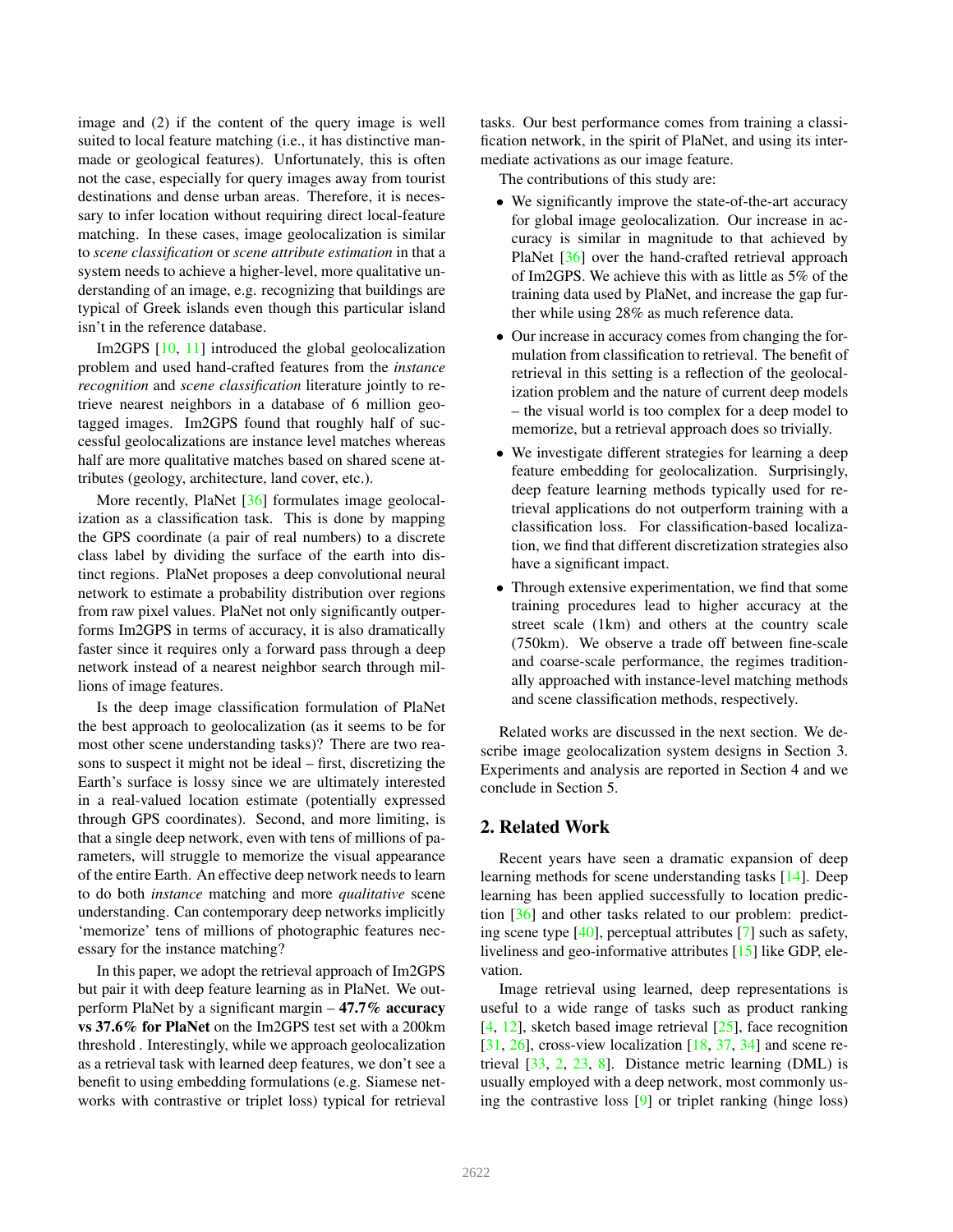image and (2) if the content of the query image is well suited to local feature matching (i.e., it has distinctive man-made or geological features). Unfortunately, this is often not the case, especially for query images away from tourist destinations and dense urban areas. Therefore, it is necessary to infer location without requiring direct local-feature matching. In these cases, image geolocalization is similar to *scene classification* or *scene attribute estimation* in that a system needs to achieve a higher-level, more qualitative understanding of an image, e.g. recognizing that buildings are typical of Greek islands even though this particular island isn't in the reference database.

Im2GPS [10, 11] introduced the global geolocalization problem and used hand-crafted features from the *instance recognition* and *scene classification* literature jointly to retrieve nearest neighbors in a database of 6 million geotagged images. Im2GPS found that roughly half of successful geolocalizations are instance level matches whereas half are more qualitative matches based on shared scene attributes (geology, architecture, land cover, etc.).

More recently, PlaNet [36] formulates image geolocalization as a classification task. This is done by mapping the GPS coordinate (a pair of real numbers) to a discrete class label by dividing the surface of the earth into distinct regions. PlaNet proposes a deep convolutional neural network to estimate a probability distribution over regions from raw pixel values. PlaNet not only significantly outperforms Im2GPS in terms of accuracy, it is also dramatically faster since it requires only a forward pass through a deep network instead of a nearest neighbor search through millions of image features.

Is the deep image classification formulation of PlaNet the best approach to geolocalization (as it seems to be for most other scene understanding tasks)? There are two reasons to suspect it might not be ideal – first, discretizing the Earth's surface is lossy since we are ultimately interested in a real-valued location estimate (potentially expressed through GPS coordinates). Second, and more limiting, is that a single deep network, even with tens of millions of parameters, will struggle to memorize the visual appearance of the entire Earth. An effective deep network needs to learn to do both *instance* matching and more *qualitative* scene understanding. Can contemporary deep networks implicitly 'memorize' tens of millions of photographic features necessary for the instance matching?

In this paper, we adopt the retrieval approach of Im2GPS but pair it with deep feature learning as in PlaNet. We outperform PlaNet by a significant margin – **47.7% accuracy vs 37.6% for PlaNet** on the Im2GPS test set with a 200km threshold . Interestingly, while we approach geolocalization as a retrieval task with learned deep features, we don't see a benefit to using embedding formulations (e.g. Siamese networks with contrastive or triplet loss) typical for retrieval tasks. Our best performance comes from training a classification network, in the spirit of PlaNet, and using its intermediate activations as our image feature.

The contributions of this study are:

- We significantly improve the state-of-the-art accuracy for global image geolocalization. Our increase in accuracy is similar in magnitude to that achieved by PlaNet [36] over the hand-crafted retrieval approach of Im2GPS. We achieve this with as little as 5% of the training data used by PlaNet, and increase the gap further while using 28% as much reference data.
- Our increase in accuracy comes from changing the formulation from classification to retrieval. The benefit of retrieval in this setting is a reflection of the geolocalization problem and the nature of current deep models – the visual world is too complex for a deep model to memorize, but a retrieval approach does so trivially.
- We investigate different strategies for learning a deep feature embedding for geolocalization. Surprisingly, deep feature learning methods typically used for retrieval applications do not outperform training with a classification loss. For classification-based localization, we find that different discretization strategies also have a significant impact.
- Through extensive experimentation, we find that some training procedures lead to higher accuracy at the street scale (1km) and others at the country scale (750km). We observe a trade off between fine-scale and coarse-scale performance, the regimes traditionally approached with instance-level matching methods and scene classification methods, respectively.

Related works are discussed in the next section. We describe image geolocalization system designs in Section 3. Experiments and analysis are reported in Section 4 and we conclude in Section 5.

## 2. Related Work

Recent years have seen a dramatic expansion of deep learning methods for scene understanding tasks [14]. Deep learning has been applied successfully to location prediction [36] and other tasks related to our problem: predicting scene type [40], perceptual attributes [7] such as safety, liveliness and geo-informative attributes [15] like GDP, elevation.

Image retrieval using learned, deep representations is useful to a wide range of tasks such as product ranking [4, 12], sketch based image retrieval [25], face recognition [31, 26], cross-view localization [18, 37, 34] and scene retrieval [33, 2, 23, 8]. Distance metric learning (DML) is usually employed with a deep network, most commonly using the contrastive loss [9] or triplet ranking (hinge loss)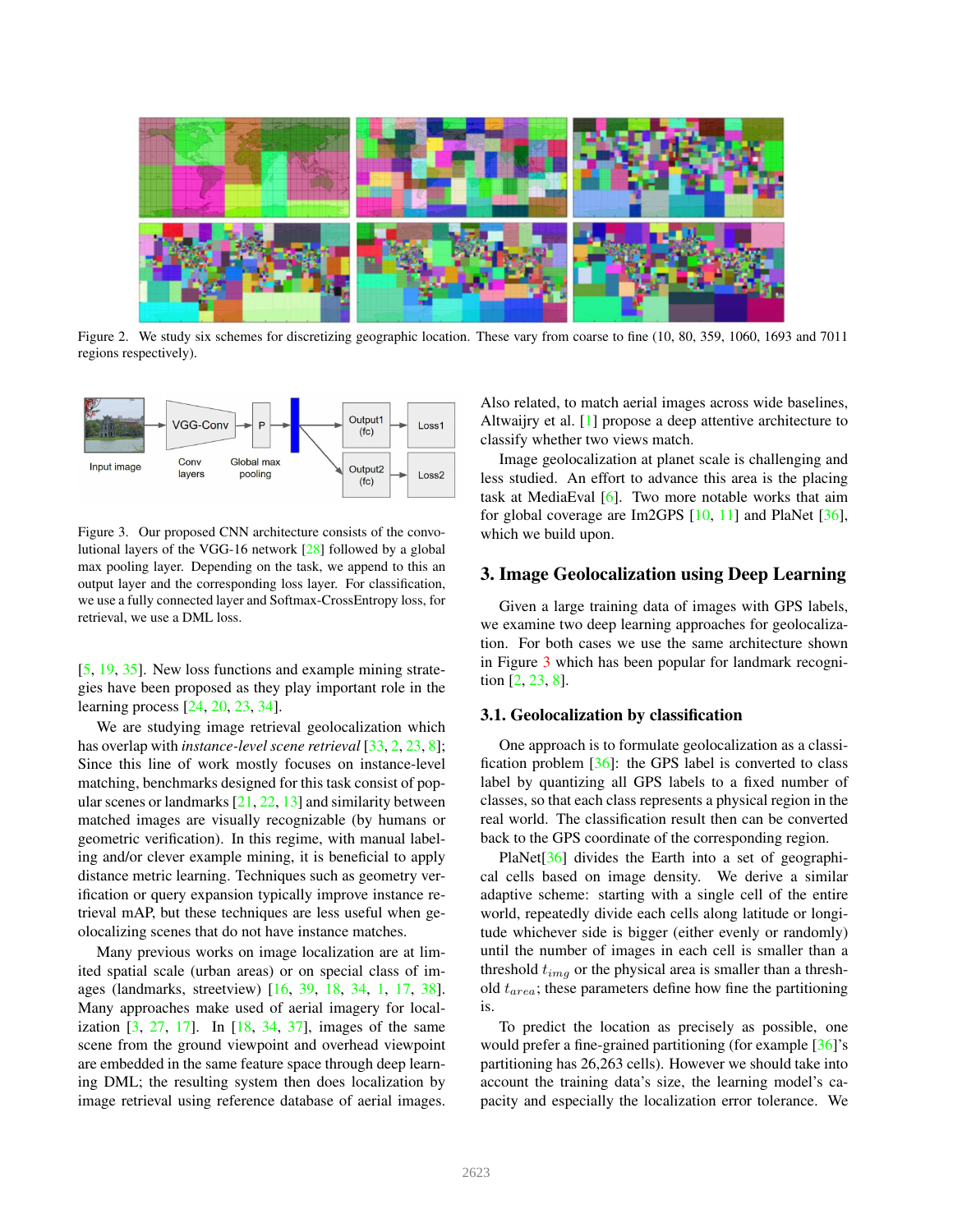Figure 2. We study six schemes for discretizing geographic location. These vary from coarse to fine (10, 80, 359, 1060, 1693 and 7011 regions respectively).

Figure 3. Our proposed CNN architecture consists of the convolutional layers of the VGG-16 network [28] followed by a global max pooling layer. Depending on the task, we append to this an output layer and the corresponding loss layer. For classification, we use a fully connected layer and Softmax-CrossEntropy loss, for retrieval, we use a DML loss.

[5, 19, 35]. New loss functions and example mining strategies have been proposed as they play important role in the learning process [24, 20, 23, 34].

We are studying image retrieval geolocalization which has overlap with *instance-level scene retrieval* [33, 2, 23, 8]; Since this line of work mostly focuses on instance-level matching, benchmarks designed for this task consist of popular scenes or landmarks [21, 22, 13] and similarity between matched images are visually recognizable (by humans or geometric verification). In this regime, with manual labeling and/or clever example mining, it is beneficial to apply distance metric learning. Techniques such as geometry verification or query expansion typically improve instance retrieval mAP, but these techniques are less useful when geolocalizing scenes that do not have instance matches.

Many previous works on image localization are at limited spatial scale (urban areas) or on special class of images (landmarks, streetview) [16, 39, 18, 34, 1, 17, 38]. Many approaches make used of aerial imagery for localization [3, 27, 17]. In [18, 34, 37], images of the same scene from the ground viewpoint and overhead viewpoint are embedded in the same feature space through deep learning DML; the resulting system then does localization by image retrieval using reference database of aerial images. Also related, to match aerial images across wide baselines, Altwaijry et al. [1] propose a deep attentive architecture to classify whether two views match.

Image geolocalization at planet scale is challenging and less studied. An effort to advance this area is the placing task at MediaEval [6]. Two more notable works that aim for global coverage are Im2GPS [10, 11] and PlaNet [36], which we build upon.

## 3. Image Geolocalization using Deep Learning

Given a large training data of images with GPS labels, we examine two deep learning approaches for geolocalization. For both cases we use the same architecture shown in Figure 3 which has been popular for landmark recognition [2, 23, 8].

### 3.1. Geolocalization by classification

One approach is to formulate geolocalization as a classification problem [36]: the GPS label is converted to class label by quantizing all GPS labels to a fixed number of classes, so that each class represents a physical region in the real world. The classification result then can be converted back to the GPS coordinate of the corresponding region.

PlaNet[36] divides the Earth into a set of geographical cells based on image density. We derive a similar adaptive scheme: starting with a single cell of the entire world, repeatedly divide each cells along latitude or longitude whichever side is bigger (either evenly or randomly) until the number of images in each cell is smaller than a threshold $t_{img}$ or the physical area is smaller than a threshold $t_{area}$; these parameters define how fine the partitioning is.

To predict the location as precisely as possible, one would prefer a fine-grained partitioning (for example [36]'s partitioning has 26,263 cells). However we should take into account the training data's size, the learning model's capacity and especially the localization error tolerance. We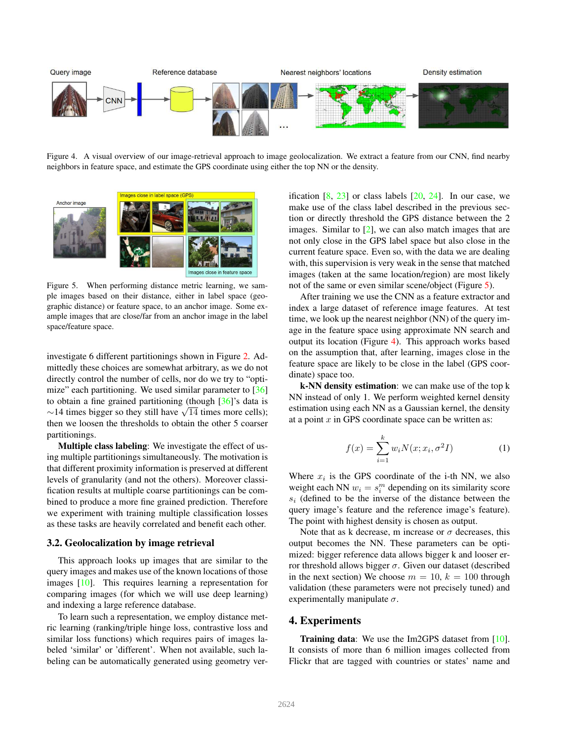Figure 4. A visual overview of our image-retrieval approach to image geolocalization. We extract a feature from our CNN, find nearby neighbors in feature space, and estimate the GPS coordinate using either the top NN or the density.

Figure 5. When performing distance metric learning, we sample images based on their distance, either in label space (geographic distance) or feature space, to an anchor image. Some example images that are close/far from an anchor image in the label space/feature space.

investigate 6 different partitionings shown in Figure 2. Admittedly these choices are somewhat arbitrary, as we do not directly control the number of cells, nor do we try to "optimize" each partitioning. We used similar parameter to [36] to obtain a fine grained partitioning (though [36]'s data is ∼14 times bigger so they still have $\sqrt{14}$ times more cells); then we loosen the thresholds to obtain the other 5 coarser partitionings.

**Multiple class labeling**: We investigate the effect of using multiple partitionings simultaneously. The motivation is that different proximity information is preserved at different levels of granularity (and not the others). Moreover classification results at multiple coarse partitionings can be combined to produce a more fine grained prediction. Therefore we experiment with training multiple classification losses as these tasks are heavily correlated and benefit each other.

### 3.2. Geolocalization by image retrieval

This approach looks up images that are similar to the query images and makes use of the known locations of those images [10]. This requires learning a representation for comparing images (for which we will use deep learning) and indexing a large reference database.

To learn such a representation, we employ distance metric learning (ranking/triple hinge loss, contrastive loss and similar loss functions) which requires pairs of images labeled 'similar' or 'different'. When not available, such labeling can be automatically generated using geometry verification [8, 23] or class labels [20, 24]. In our case, we make use of the class label described in the previous section or directly threshold the GPS distance between the 2 images. Similar to [2], we can also match images that are not only close in the GPS label space but also close in the current feature space. Even so, with the data we are dealing with, this supervision is very weak in the sense that matched images (taken at the same location/region) are most likely not of the same or even similar scene/object (Figure 5).

After training we use the CNN as a feature extractor and index a large dataset of reference image features. At test time, we look up the nearest neighbor (NN) of the query image in the feature space using approximate NN search and output its location (Figure 4). This approach works based on the assumption that, after learning, images close in the feature space are likely to be close in the label (GPS coordinate) space too.

**k-NN density estimation**: we can make use of the top k NN instead of only 1. We perform weighted kernel density estimation using each NN as a Gaussian kernel, the density at a point $x$ in GPS coordinate space can be written as:

$$f(x) = \sum_{i=1}^{k} w_i N(x; x_i, \sigma^2 I) \tag{1}$$

Where $x_i$ is the GPS coordinate of the i-th NN, we also weight each NN $w_i = s_i^m$ depending on its similarity score $s_i$ (defined to be the inverse of the distance between the query image's feature and the reference image's feature). The point with highest density is chosen as output.

Note that as k decrease, m increase or $\sigma$ decreases, this output becomes the NN. These parameters can be optimized: bigger reference data allows bigger k and looser error threshold allows bigger $\sigma$. Given our dataset (described in the next section) We choose $m = 10$, $k = 100$ through validation (these parameters were not precisely tuned) and experimentally manipulate $\sigma$.

## 4. Experiments

**Training data**: We use the Im2GPS dataset from [10]. It consists of more than 6 million images collected from Flickr that are tagged with countries or states' name and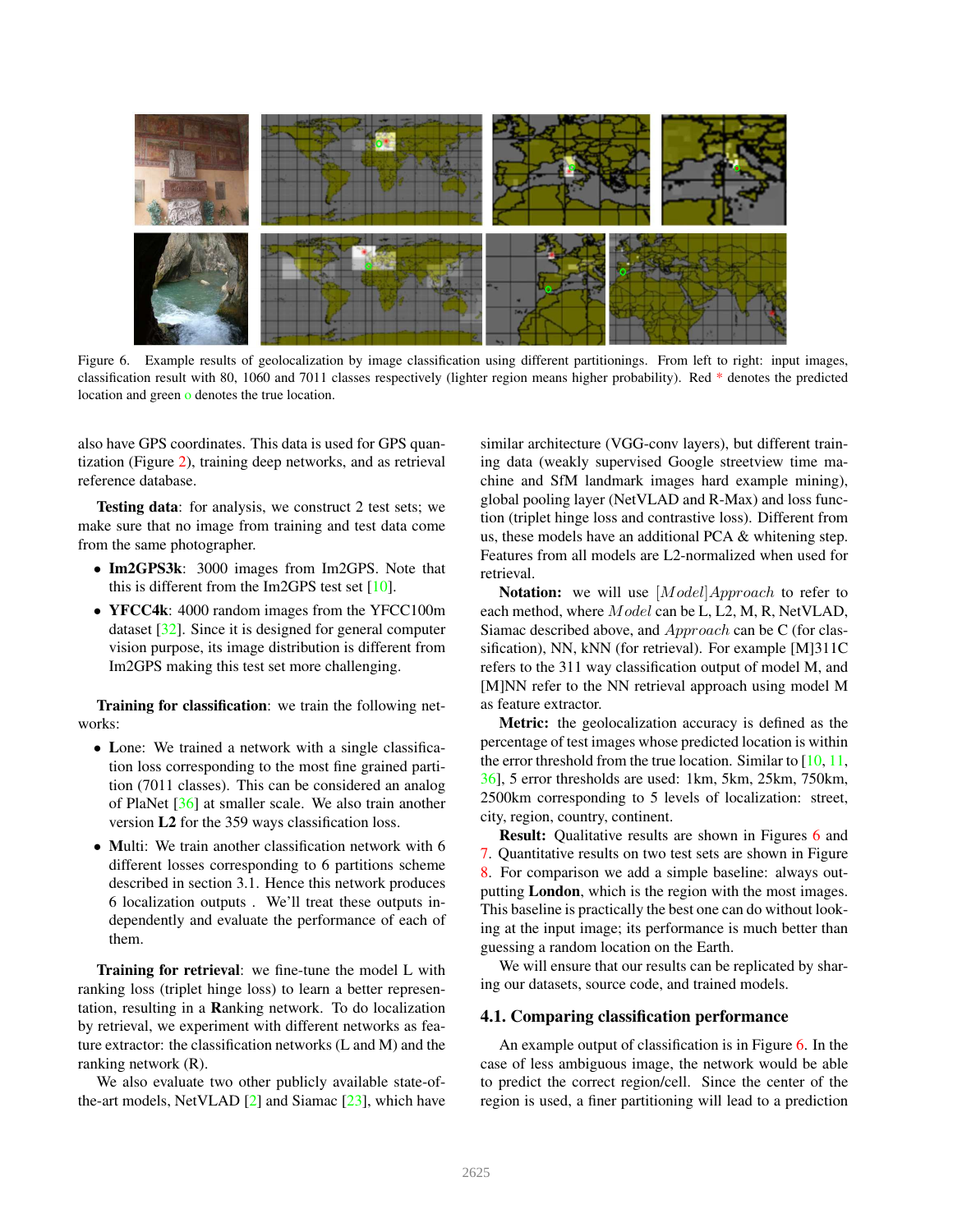Figure 6. Example results of geolocalization by image classification using different partitionings. From left to right: input images, classification result with 80, 1060 and 7011 classes respectively (lighter region means higher probability). Red * denotes the predicted location and green o denotes the true location.

also have GPS coordinates. This data is used for GPS quantization (Figure 2), training deep networks, and as retrieval reference database.

**Testing data**: for analysis, we construct 2 test sets; we make sure that no image from training and test data come from the same photographer.

- **Im2GPS3k**: 3000 images from Im2GPS. Note that this is different from the Im2GPS test set [10].
- **YFCC4k**: 4000 random images from the YFCC100m dataset [32]. Since it is designed for general computer vision purpose, its image distribution is different from Im2GPS making this test set more challenging.

**Training for classification**: we train the following networks:

- **L**one: We trained a network with a single classification loss corresponding to the most fine grained partition (7011 classes). This can be considered an analog of PlaNet [36] at smaller scale. We also train another version **L2** for the 359 ways classification loss.
- **M**ulti: We train another classification network with 6 different losses corresponding to 6 partitions scheme described in section 3.1. Hence this network produces 6 localization outputs . We'll treat these outputs independently and evaluate the performance of each of them.

**Training for retrieval**: we fine-tune the model L with ranking loss (triplet hinge loss) to learn a better representation, resulting in a **R**anking network. To do localization by retrieval, we experiment with different networks as feature extractor: the classification networks (L and M) and the ranking network (R).

We also evaluate two other publicly available state-of-the-art models, NetVLAD [2] and Siamac [23], which have similar architecture (VGG-conv layers), but different training data (weakly supervised Google streetview time machine and SfM landmark images hard example mining), global pooling layer (NetVLAD and R-Max) and loss function (triplet hinge loss and contrastive loss). Different from us, these models have an additional PCA & whitening step. Features from all models are L2-normalized when used for retrieval.

**Notation:** we will use $[Model]Approach$ to refer to each method, where $Model$ can be L, L2, M, R, NetVLAD, Siamac described above, and $Approach$ can be C (for classification), NN, kNN (for retrieval). For example [M]311C refers to the 311 way classification output of model M, and [M]NN refer to the NN retrieval approach using model M as feature extractor.

**Metric:** the geolocalization accuracy is defined as the percentage of test images whose predicted location is within the error threshold from the true location. Similar to [10, 11, 36], 5 error thresholds are used: 1km, 5km, 25km, 750km, 2500km corresponding to 5 levels of localization: street, city, region, country, continent.

**Result:** Qualitative results are shown in Figures 6 and 7. Quantitative results on two test sets are shown in Figure 8. For comparison we add a simple baseline: always outputting **London**, which is the region with the most images. This baseline is practically the best one can do without looking at the input image; its performance is much better than guessing a random location on the Earth.

We will ensure that our results can be replicated by sharing our datasets, source code, and trained models.

### 4.1. Comparing classification performance

An example output of classification is in Figure 6. In the case of less ambiguous image, the network would be able to predict the correct region/cell. Since the center of the region is used, a finer partitioning will lead to a prediction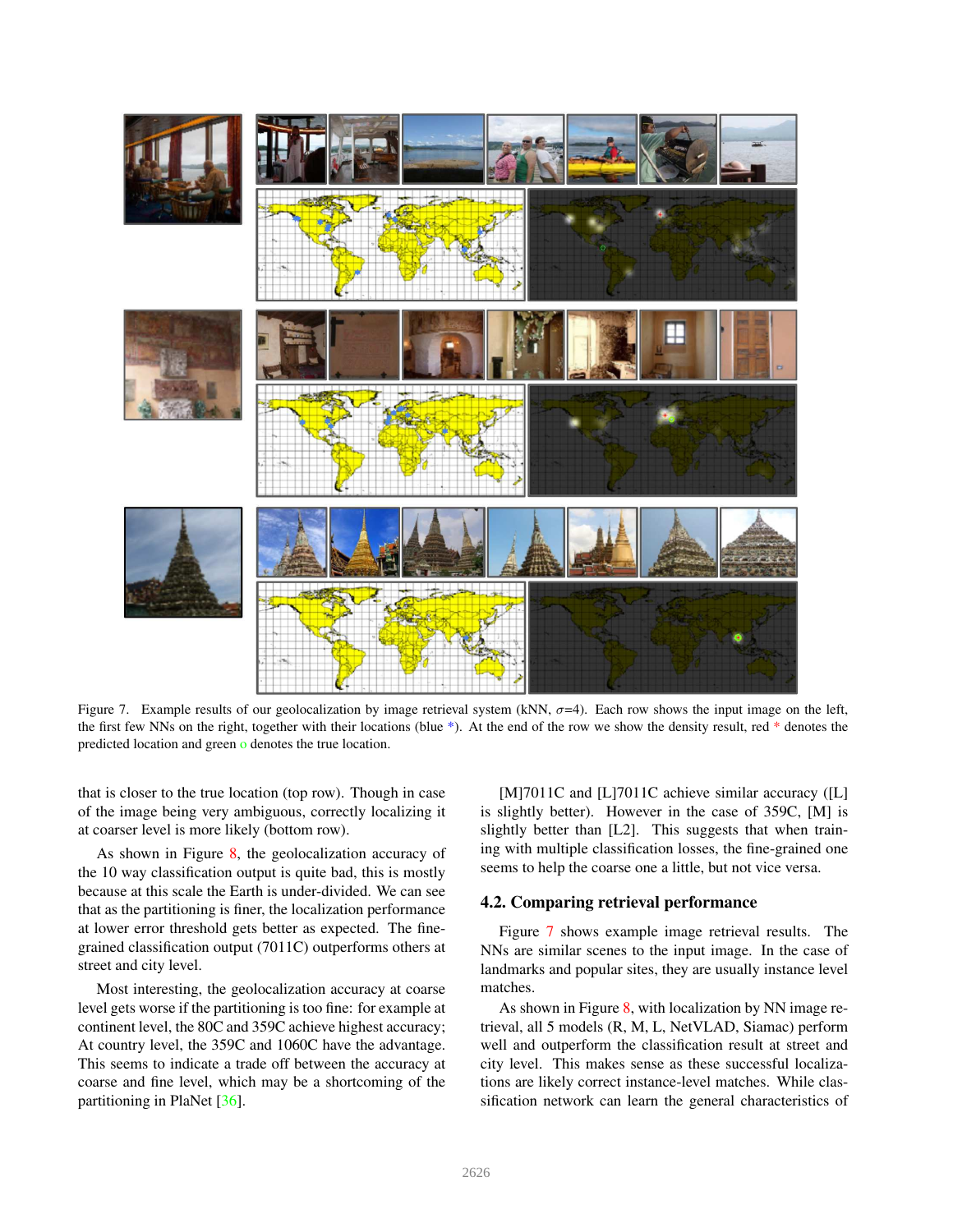Figure 7. Example results of our geolocalization by image retrieval system (kNN, $\sigma$=4). Each row shows the input image on the left, the first few NNs on the right, together with their locations (blue *). At the end of the row we show the density result, red * denotes the predicted location and green o denotes the true location.

that is closer to the true location (top row). Though in case of the image being very ambiguous, correctly localizing it at coarser level is more likely (bottom row).

As shown in Figure 8, the geolocalization accuracy of the 10 way classification output is quite bad, this is mostly because at this scale the Earth is under-divided. We can see that as the partitioning is finer, the localization performance at lower error threshold gets better as expected. The fine-grained classification output (7011C) outperforms others at street and city level.

Most interesting, the geolocalization accuracy at coarse level gets worse if the partitioning is too fine: for example at continent level, the 80C and 359C achieve highest accuracy; At country level, the 359C and 1060C have the advantage. This seems to indicate a trade off between the accuracy at coarse and fine level, which may be a shortcoming of the partitioning in PlaNet [36].

[M]7011C and [L]7011C achieve similar accuracy ([L] is slightly better). However in the case of 359C, [M] is slightly better than [L2]. This suggests that when training with multiple classification losses, the fine-grained one seems to help the coarse one a little, but not vice versa.

## 4.2. Comparing retrieval performance

Figure 7 shows example image retrieval results. The NNs are similar scenes to the input image. In the case of landmarks and popular sites, they are usually instance level matches.

As shown in Figure 8, with localization by NN image retrieval, all 5 models (R, M, L, NetVLAD, Siamac) perform well and outperform the classification result at street and city level. This makes sense as these successful localizations are likely correct instance-level matches. While classification network can learn the general characteristics of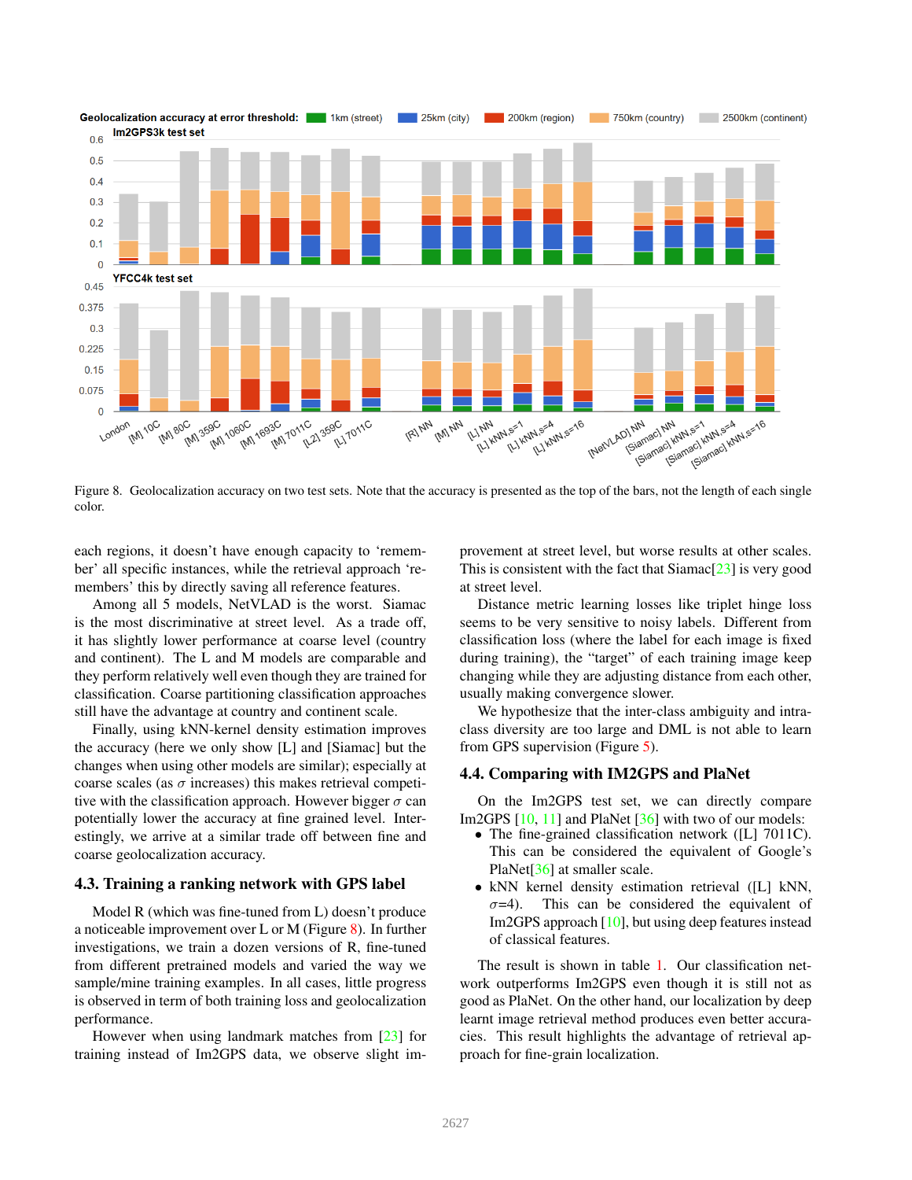Figure 8. Geolocalization accuracy on two test sets. Note that the accuracy is presented as the top of the bars, not the length of each single color.

each regions, it doesn't have enough capacity to 'remember' all specific instances, while the retrieval approach 'remembers' this by directly saving all reference features.

Among all 5 models, NetVLAD is the worst. Siamac is the most discriminative at street level. As a trade off, it has slightly lower performance at coarse level (country and continent). The L and M models are comparable and they perform relatively well even though they are trained for classification. Coarse partitioning classification approaches still have the advantage at country and continent scale.

Finally, using kNN-kernel density estimation improves the accuracy (here we only show [L] and [Siamac] but the changes when using other models are similar); especially at coarse scales (as $\sigma$ increases) this makes retrieval competitive with the classification approach. However bigger $\sigma$ can potentially lower the accuracy at fine grained level. Interestingly, we arrive at a similar trade off between fine and coarse geolocalization accuracy.

### 4.3. Training a ranking network with GPS label

Model R (which was fine-tuned from L) doesn't produce a noticeable improvement over L or M (Figure 8). In further investigations, we train a dozen versions of R, fine-tuned from different pretrained models and varied the way we sample/mine training examples. In all cases, little progress is observed in term of both training loss and geolocalization performance.

However when using landmark matches from [23] for training instead of Im2GPS data, we observe slight improvement at street level, but worse results at other scales. This is consistent with the fact that Siamac[23] is very good at street level.

Distance metric learning losses like triplet hinge loss seems to be very sensitive to noisy labels. Different from classification loss (where the label for each image is fixed during training), the "target" of each training image keep changing while they are adjusting distance from each other, usually making convergence slower.

We hypothesize that the inter-class ambiguity and intra-class diversity are too large and DML is not able to learn from GPS supervision (Figure 5).

### 4.4. Comparing with IM2GPS and PlaNet

On the Im2GPS test set, we can directly compare Im2GPS [10, 11] and PlaNet [36] with two of our models:

- The fine-grained classification network ([L] 7011C). This can be considered the equivalent of Google's PlaNet[36] at smaller scale.
- kNN kernel density estimation retrieval ([L] kNN, $\sigma$=4). This can be considered the equivalent of Im2GPS approach [10], but using deep features instead of classical features.

The result is shown in table 1. Our classification network outperforms Im2GPS even though it is still not as good as PlaNet. On the other hand, our localization by deep learnt image retrieval method produces even better accuracies. This result highlights the advantage of retrieval approach for fine-grain localization.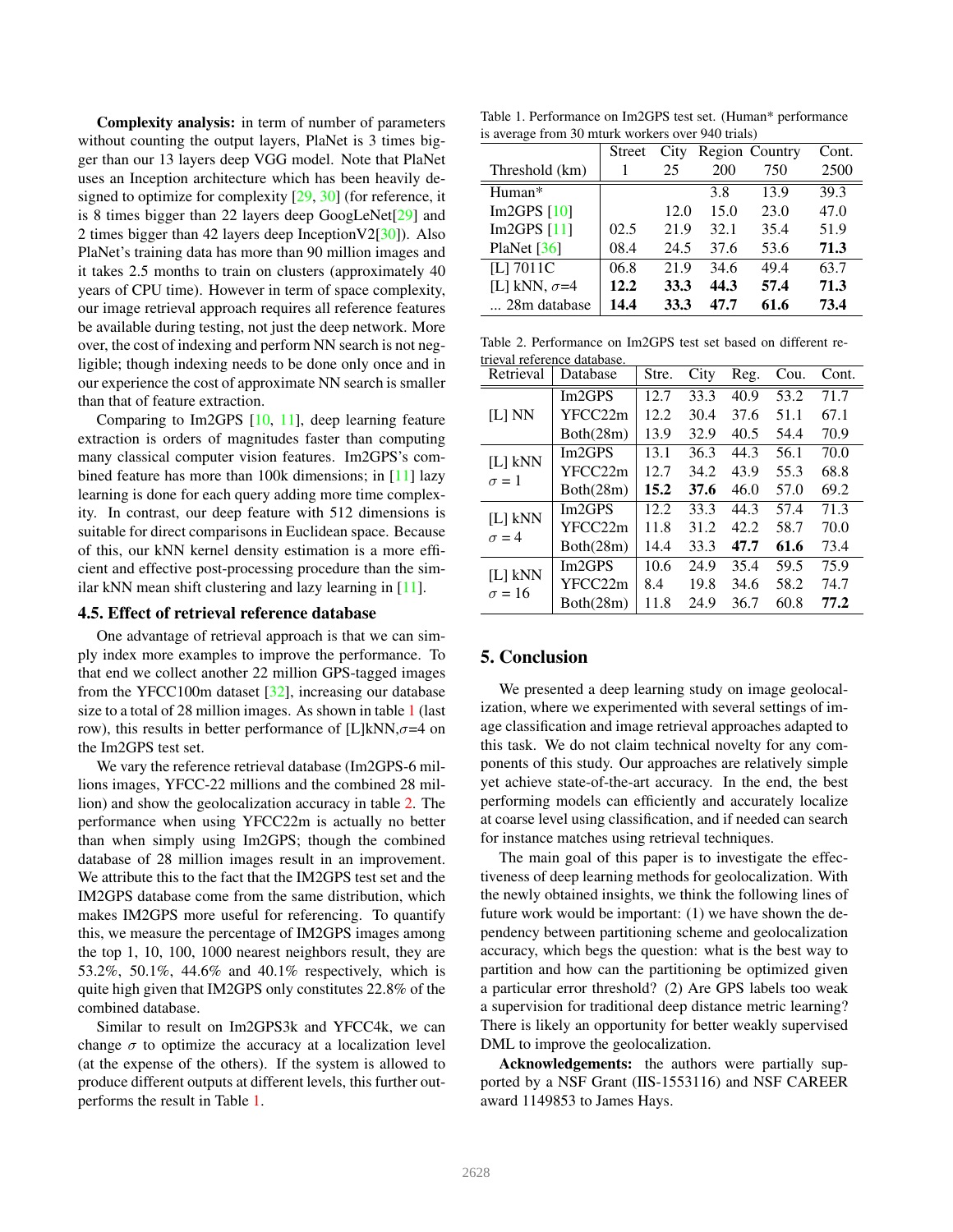**Complexity analysis:** in term of number of parameters without counting the output layers, PlaNet is 3 times bigger than our 13 layers deep VGG model. Note that PlaNet uses an Inception architecture which has been heavily designed to optimize for complexity [29, 30] (for reference, it is 8 times bigger than 22 layers deep GoogLeNet[29] and 2 times bigger than 42 layers deep InceptionV2[30]). Also PlaNet's training data has more than 90 million images and it takes 2.5 months to train on clusters (approximately 40 years of CPU time). However in term of space complexity, our image retrieval approach requires all reference features be available during testing, not just the deep network. More over, the cost of indexing and perform NN search is not negligible; though indexing needs to be done only once and in our experience the cost of approximate NN search is smaller than that of feature extraction.

Comparing to Im2GPS [10, 11], deep learning feature extraction is orders of magnitudes faster than computing many classical computer vision features. Im2GPS's combined feature has more than 100k dimensions; in [11] lazy learning is done for each query adding more time complexity. In contrast, our deep feature with 512 dimensions is suitable for direct comparisons in Euclidean space. Because of this, our kNN kernel density estimation is a more efficient and effective post-processing procedure than the similar kNN mean shift clustering and lazy learning in [11].

### 4.5. Effect of retrieval reference database

One advantage of retrieval approach is that we can simply index more examples to improve the performance. To that end we collect another 22 million GPS-tagged images from the YFCC100m dataset [32], increasing our database size to a total of 28 million images. As shown in table 1 (last row), this results in better performance of [L]kNN,$\sigma$=4 on the Im2GPS test set.

We vary the reference retrieval database (Im2GPS-6 millions images, YFCC-22 millions and the combined 28 million) and show the geolocalization accuracy in table 2. The performance when using YFCC22m is actually no better than when simply using Im2GPS; though the combined database of 28 million images result in an improvement. We attribute this to the fact that the IM2GPS test set and the IM2GPS database come from the same distribution, which makes IM2GPS more useful for referencing. To quantify this, we measure the percentage of IM2GPS images among the top 1, 10, 100, 1000 nearest neighbors result, they are 53.2%, 50.1%, 44.6% and 40.1% respectively, which is quite high given that IM2GPS only constitutes 22.8% of the combined database.

Similar to result on Im2GPS3k and YFCC4k, we can change $\sigma$ to optimize the accuracy at a localization level (at the expense of the others). If the system is allowed to produce different outputs at different levels, this further outperforms the result in Table 1.

Table 1. Performance on Im2GPS test set. (Human* performance is average from 30 mturk workers over 940 trials)

| | Street | City | Region | Country | Cont. |
|---|---|---|---|---|---|
| Threshold (km) | 1 | 25 | 200 | 750 | 2500 |
| Human* | | | 3.8 | 13.9 | 39.3 |
| Im2GPS [10] | | 12.0 | 15.0 | 23.0 | 47.0 |
| Im2GPS [11] | 02.5 | 21.9 | 32.1 | 35.4 | 51.9 |
| PlaNet [36] | 08.4 | 24.5 | 37.6 | 53.6 | **71.3** |
| [L] 7011C | 06.8 | 21.9 | 34.6 | 49.4 | 63.7 |
| [L] kNN, $\sigma$=4 | **12.2** | **33.3** | **44.3** | **57.4** | **71.3** |
| ... 28m database | **14.4** | **33.3** | **47.7** | **61.6** | **73.4** |

Table 2. Performance on Im2GPS test set based on different retrieval reference database.

| Retrieval | Database | Stre. | City | Reg. | Cou. | Cont. |
|---|---|---|---|---|---|---|
| [L] NN | Im2GPS | 12.7 | 33.3 | 40.9 | 53.2 | 71.7 |
| | YFCC22m | 12.2 | 30.4 | 37.6 | 51.1 | 67.1 |
| | Both(28m) | 13.9 | 32.9 | 40.5 | 54.4 | 70.9 |
| [L] kNN $\sigma = 1$ | Im2GPS | 13.1 | 36.3 | 44.3 | 56.1 | 70.0 |
| | YFCC22m | 12.7 | 34.2 | 43.9 | 55.3 | 68.8 |
| | Both(28m) | **15.2** | **37.6** | 46.0 | 57.0 | 69.2 |
| [L] kNN $\sigma = 4$ | Im2GPS | 12.2 | 33.3 | 44.3 | 57.4 | 71.3 |
| | YFCC22m | 11.8 | 31.2 | 42.2 | 58.7 | 70.0 |
| | Both(28m) | 14.4 | 33.3 | **47.7** | **61.6** | 73.4 |
| [L] kNN $\sigma = 16$ | Im2GPS | 10.6 | 24.9 | 35.4 | 59.5 | 75.9 |
| | YFCC22m | 8.4 | 19.8 | 34.6 | 58.2 | 74.7 |
| | Both(28m) | 11.8 | 24.9 | 36.7 | 60.8 | **77.2** |

## 5. Conclusion

We presented a deep learning study on image geolocalization, where we experimented with several settings of image classification and image retrieval approaches adapted to this task. We do not claim technical novelty for any components of this study. Our approaches are relatively simple yet achieve state-of-the-art accuracy. In the end, the best performing models can efficiently and accurately localize at coarse level using classification, and if needed can search for instance matches using retrieval techniques.

The main goal of this paper is to investigate the effectiveness of deep learning methods for geolocalization. With the newly obtained insights, we think the following lines of future work would be important: (1) we have shown the dependency between partitioning scheme and geolocalization accuracy, which begs the question: what is the best way to partition and how can the partitioning be optimized given a particular error threshold? (2) Are GPS labels too weak a supervision for traditional deep distance metric learning? There is likely an opportunity for better weakly supervised DML to improve the geolocalization.

**Acknowledgements:** the authors were partially supported by a NSF Grant (IIS-1553116) and NSF CAREER award 1149853 to James Hays.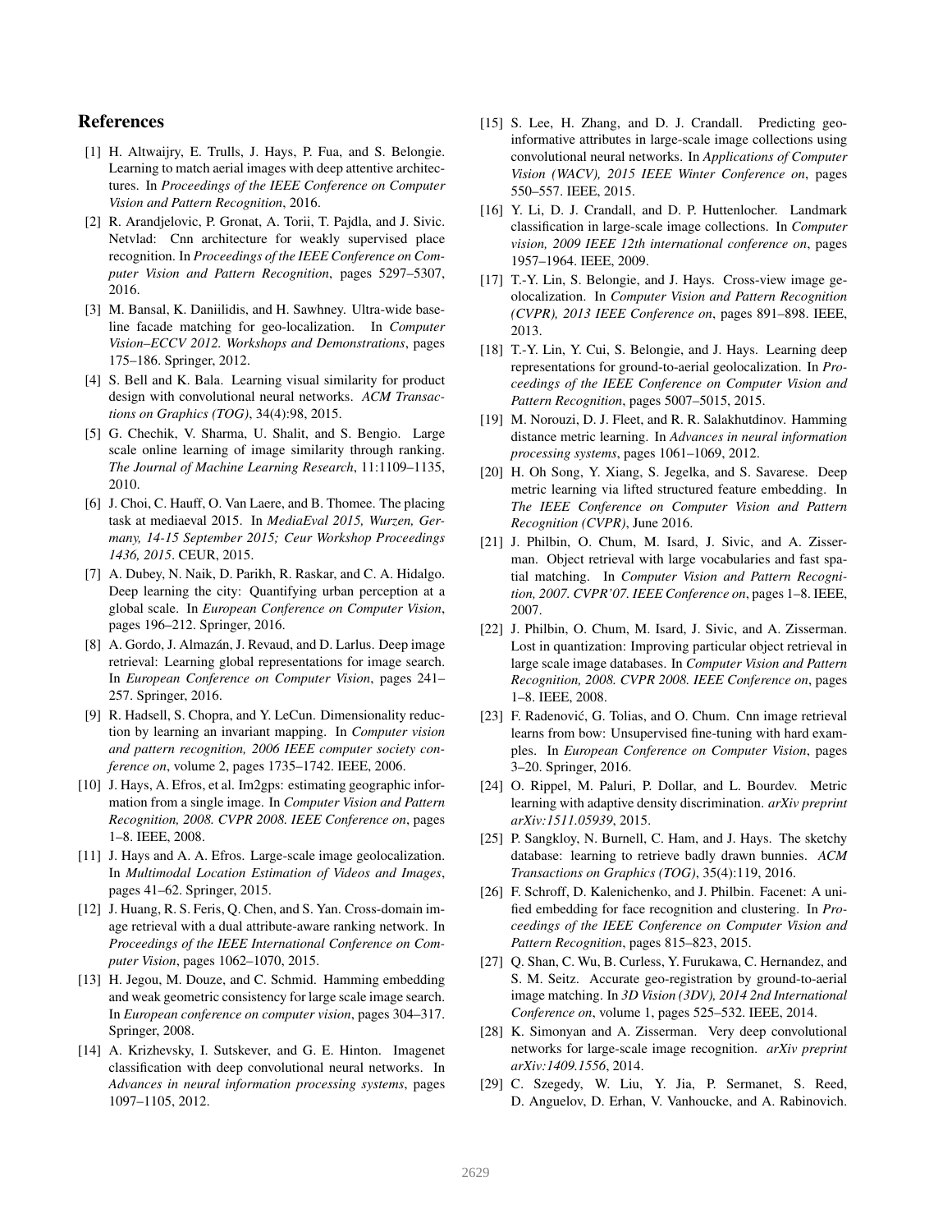## References

- [1] H. Altwaijry, E. Trulls, J. Hays, P. Fua, and S. Belongie. Learning to match aerial images with deep attentive architectures. In *Proceedings of the IEEE Conference on Computer Vision and Pattern Recognition*, 2016.
- [2] R. Arandjelovic, P. Gronat, A. Torii, T. Pajdla, and J. Sivic. Netvlad: Cnn architecture for weakly supervised place recognition. In *Proceedings of the IEEE Conference on Computer Vision and Pattern Recognition*, pages 5297–5307, 2016.
- [3] M. Bansal, K. Daniilidis, and H. Sawhney. Ultra-wide baseline facade matching for geo-localization. In *Computer Vision–ECCV 2012. Workshops and Demonstrations*, pages 175–186. Springer, 2012.
- [4] S. Bell and K. Bala. Learning visual similarity for product design with convolutional neural networks. *ACM Transactions on Graphics (TOG)*, 34(4):98, 2015.
- [5] G. Chechik, V. Sharma, U. Shalit, and S. Bengio. Large scale online learning of image similarity through ranking. *The Journal of Machine Learning Research*, 11:1109–1135, 2010.
- [6] J. Choi, C. Hauff, O. Van Laere, and B. Thomee. The placing task at mediaeval 2015. In *MediaEval 2015, Wurzen, Germany, 14-15 September 2015; Ceur Workshop Proceedings 1436, 2015*. CEUR, 2015.
- [7] A. Dubey, N. Naik, D. Parikh, R. Raskar, and C. A. Hidalgo. Deep learning the city: Quantifying urban perception at a global scale. In *European Conference on Computer Vision*, pages 196–212. Springer, 2016.
- [8] A. Gordo, J. Almazán, J. Revaud, and D. Larlus. Deep image retrieval: Learning global representations for image search. In *European Conference on Computer Vision*, pages 241–257. Springer, 2016.
- [9] R. Hadsell, S. Chopra, and Y. LeCun. Dimensionality reduction by learning an invariant mapping. In *Computer vision and pattern recognition, 2006 IEEE computer society conference on*, volume 2, pages 1735–1742. IEEE, 2006.
- [10] J. Hays, A. Efros, et al. Im2gps: estimating geographic information from a single image. In *Computer Vision and Pattern Recognition, 2008. CVPR 2008. IEEE Conference on*, pages 1–8. IEEE, 2008.
- [11] J. Hays and A. A. Efros. Large-scale image geolocalization. In *Multimodal Location Estimation of Videos and Images*, pages 41–62. Springer, 2015.
- [12] J. Huang, R. S. Feris, Q. Chen, and S. Yan. Cross-domain image retrieval with a dual attribute-aware ranking network. In *Proceedings of the IEEE International Conference on Computer Vision*, pages 1062–1070, 2015.
- [13] H. Jegou, M. Douze, and C. Schmid. Hamming embedding and weak geometric consistency for large scale image search. In *European conference on computer vision*, pages 304–317. Springer, 2008.
- [14] A. Krizhevsky, I. Sutskever, and G. E. Hinton. Imagenet classification with deep convolutional neural networks. In *Advances in neural information processing systems*, pages 1097–1105, 2012.
- [15] S. Lee, H. Zhang, and D. J. Crandall. Predicting geo-informative attributes in large-scale image collections using convolutional neural networks. In *Applications of Computer Vision (WACV), 2015 IEEE Winter Conference on*, pages 550–557. IEEE, 2015.
- [16] Y. Li, D. J. Crandall, and D. P. Huttenlocher. Landmark classification in large-scale image collections. In *Computer vision, 2009 IEEE 12th international conference on*, pages 1957–1964. IEEE, 2009.
- [17] T.-Y. Lin, S. Belongie, and J. Hays. Cross-view image geolocalization. In *Computer Vision and Pattern Recognition (CVPR), 2013 IEEE Conference on*, pages 891–898. IEEE, 2013.
- [18] T.-Y. Lin, Y. Cui, S. Belongie, and J. Hays. Learning deep representations for ground-to-aerial geolocalization. In *Proceedings of the IEEE Conference on Computer Vision and Pattern Recognition*, pages 5007–5015, 2015.
- [19] M. Norouzi, D. J. Fleet, and R. R. Salakhutdinov. Hamming distance metric learning. In *Advances in neural information processing systems*, pages 1061–1069, 2012.
- [20] H. Oh Song, Y. Xiang, S. Jegelka, and S. Savarese. Deep metric learning via lifted structured feature embedding. In *The IEEE Conference on Computer Vision and Pattern Recognition (CVPR)*, June 2016.
- [21] J. Philbin, O. Chum, M. Isard, J. Sivic, and A. Zisserman. Object retrieval with large vocabularies and fast spatial matching. In *Computer Vision and Pattern Recognition, 2007. CVPR'07. IEEE Conference on*, pages 1–8. IEEE, 2007.
- [22] J. Philbin, O. Chum, M. Isard, J. Sivic, and A. Zisserman. Lost in quantization: Improving particular object retrieval in large scale image databases. In *Computer Vision and Pattern Recognition, 2008. CVPR 2008. IEEE Conference on*, pages 1–8. IEEE, 2008.
- [23] F. Radenović, G. Tolias, and O. Chum. Cnn image retrieval learns from bow: Unsupervised fine-tuning with hard examples. In *European Conference on Computer Vision*, pages 3–20. Springer, 2016.
- [24] O. Rippel, M. Paluri, P. Dollar, and L. Bourdev. Metric learning with adaptive density discrimination. *arXiv preprint arXiv:1511.05939*, 2015.
- [25] P. Sangkloy, N. Burnell, C. Ham, and J. Hays. The sketchy database: learning to retrieve badly drawn bunnies. *ACM Transactions on Graphics (TOG)*, 35(4):119, 2016.
- [26] F. Schroff, D. Kalenichenko, and J. Philbin. Facenet: A unified embedding for face recognition and clustering. In *Proceedings of the IEEE Conference on Computer Vision and Pattern Recognition*, pages 815–823, 2015.
- [27] Q. Shan, C. Wu, B. Curless, Y. Furukawa, C. Hernandez, and S. M. Seitz. Accurate geo-registration by ground-to-aerial image matching. In *3D Vision (3DV), 2014 2nd International Conference on*, volume 1, pages 525–532. IEEE, 2014.
- [28] K. Simonyan and A. Zisserman. Very deep convolutional networks for large-scale image recognition. *arXiv preprint arXiv:1409.1556*, 2014.
- [29] C. Szegedy, W. Liu, Y. Jia, P. Sermanet, S. Reed, D. Anguelov, D. Erhan, V. Vanhoucke, and A. Rabinovich.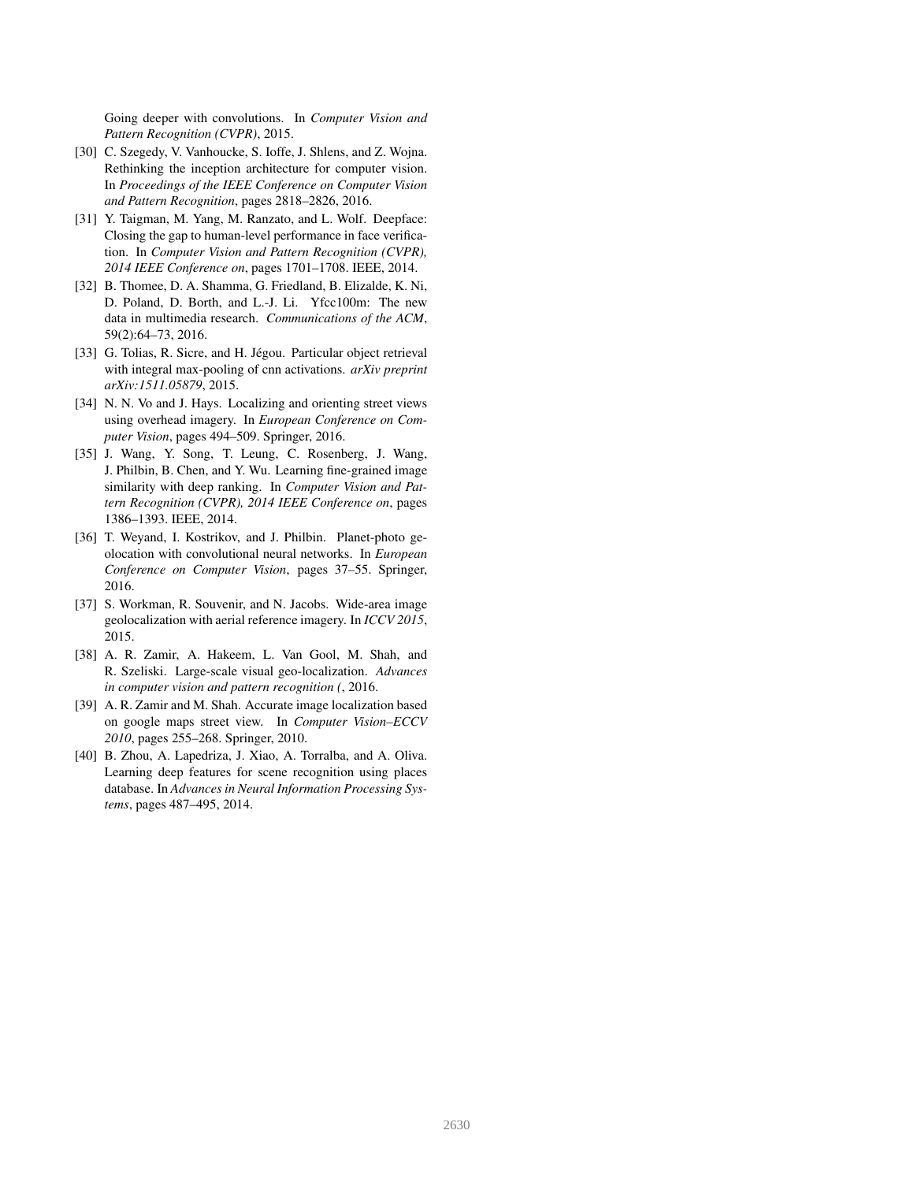Going deeper with convolutions. In *Computer Vision and Pattern Recognition (CVPR)*, 2015.

[30] C. Szegedy, V. Vanhoucke, S. Ioffe, J. Shlens, and Z. Wojna. Rethinking the inception architecture for computer vision. In *Proceedings of the IEEE Conference on Computer Vision and Pattern Recognition*, pages 2818–2826, 2016.

[31] Y. Taigman, M. Yang, M. Ranzato, and L. Wolf. Deepface: Closing the gap to human-level performance in face verification. In *Computer Vision and Pattern Recognition (CVPR), 2014 IEEE Conference on*, pages 1701–1708. IEEE, 2014.

[32] B. Thomee, D. A. Shamma, G. Friedland, B. Elizalde, K. Ni, D. Poland, D. Borth, and L.-J. Li. Yfcc100m: The new data in multimedia research. *Communications of the ACM*, 59(2):64–73, 2016.

[33] G. Tolias, R. Sicre, and H. Jégou. Particular object retrieval with integral max-pooling of cnn activations. *arXiv preprint arXiv:1511.05879*, 2015.

[34] N. N. Vo and J. Hays. Localizing and orienting street views using overhead imagery. In *European Conference on Computer Vision*, pages 494–509. Springer, 2016.

[35] J. Wang, Y. Song, T. Leung, C. Rosenberg, J. Wang, J. Philbin, B. Chen, and Y. Wu. Learning fine-grained image similarity with deep ranking. In *Computer Vision and Pattern Recognition (CVPR), 2014 IEEE Conference on*, pages 1386–1393. IEEE, 2014.

[36] T. Weyand, I. Kostrikov, and J. Philbin. Planet-photo geolocation with convolutional neural networks. In *European Conference on Computer Vision*, pages 37–55. Springer, 2016.

[37] S. Workman, R. Souvenir, and N. Jacobs. Wide-area image geolocalization with aerial reference imagery. In *ICCV 2015*, 2015.

[38] A. R. Zamir, A. Hakeem, L. Van Gool, M. Shah, and R. Szeliski. Large-scale visual geo-localization. *Advances in computer vision and pattern recognition (*, 2016.

[39] A. R. Zamir and M. Shah. Accurate image localization based on google maps street view. In *Computer Vision–ECCV 2010*, pages 255–268. Springer, 2010.

[40] B. Zhou, A. Lapedriza, J. Xiao, A. Torralba, and A. Oliva. Learning deep features for scene recognition using places database. In *Advances in Neural Information Processing Systems*, pages 487–495, 2014.